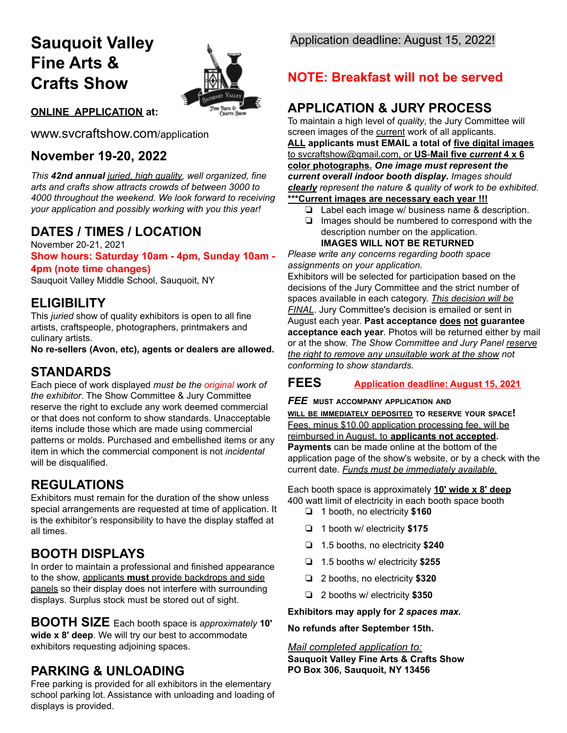# Sauquoit Valley Fine Arts & Crafts Show

**ONLINE APPLICATION at:**

www.svcraftshow.com/application

## November 19-20, 2022

*This **42nd annual** juried, high quality, well organized, fine arts and crafts show attracts crowds of between 3000 to 4000 throughout the weekend. We look forward to receiving your application and possibly working with you this year!*

## DATES / TIMES / LOCATION

November 20-21, 2021

**Show hours: Saturday 10am - 4pm, Sunday 10am - 4pm (note time changes)**

Sauquoit Valley Middle School, Sauquoit, NY

## ELIGIBILITY

This *juried* show of quality exhibitors is open to all fine artists, craftspeople, photographers, printmakers and culinary artists.

**No re-sellers (Avon, etc), agents or dealers are allowed.**

## STANDARDS

Each piece of work displayed *must be the original work of the exhibitor*. The Show Committee & Jury Committee reserve the right to exclude any work deemed commercial or that does not conform to show standards. Unacceptable items include those which are made using commercial patterns or molds. Purchased and embellished items or any item in which the commercial component is not *incidental* will be disqualified.

## REGULATIONS

Exhibitors must remain for the duration of the show unless special arrangements are requested at time of application. It is the exhibitor's responsibility to have the display staffed at all times.

## BOOTH DISPLAYS

In order to maintain a professional and finished appearance to the show, applicants **must** provide backdrops and side panels so their display does not interfere with surrounding displays. Surplus stock must be stored out of sight.

## BOOTH SIZE

Each booth space is *approximately* **10' wide x 8' deep**. We will try our best to accommodate exhibitors requesting adjoining spaces.

## PARKING & UNLOADING

Free parking is provided for all exhibitors in the elementary school parking lot. Assistance with unloading and loading of displays is provided.

Application deadline: August 15, 2022!

**NOTE: Breakfast will not be served**

## APPLICATION & JURY PROCESS

To maintain a high level of *quality*, the Jury Committee will screen images of the current work of all applicants. **ALL applicants must EMAIL a total of five digital images** to svcraftshow@gmail.com, or **US-Mail five *current* 4 x 6 color photographs.** ***One image must represent the current overall indoor booth display.*** *Images should **clearly** represent the nature & quality of work to be exhibited.* **\*\*\*Current images are necessary each year !!!**

- Label each image w/ business name & description.
- Images should be numbered to correspond with the description number on the application.
  **IMAGES WILL NOT BE RETURNED**

*Please write any concerns regarding booth space assignments on your application.*

Exhibitors will be selected for participation based on the decisions of the Jury Committee and the strict number of spaces available in each category. *This decision will be FINAL*. Jury Committee's decision is emailed or sent in August each year. **Past acceptance does not guarantee acceptance each year**. Photos will be returned either by mail or at the show. *The Show Committee and Jury Panel reserve the right to remove any unsuitable work at the show not conforming to show standards.*

## FEES

**Application deadline: August 15, 2021**

***FEE*** **MUST ACCOMPANY APPLICATION AND WILL BE IMMEDIATELY DEPOSITED TO RESERVE YOUR SPACE!**

Fees, minus $10.00 application processing fee, will be reimbursed in August, to **applicants not accepted**. **Payments** can be made online at the bottom of the application page of the show's website, or by a check with the current date. *Funds must be immediately available.*

Each booth space is approximately **10' wide x 8' deep**

400 watt limit of electricity in each booth space booth

- 1 booth, no electricity **$160**
- 1 booth w/ electricity **$175**
- 1.5 booths, no electricity **$240**
- 1.5 booths w/ electricity **$255**
- 2 booths, no electricity **$320**
- 2 booths w/ electricity **$350**

**Exhibitors may apply for *2 spaces max.***

**No refunds after September 15th.**

*Mail completed application to:*

**Sauquoit Valley Fine Arts & Crafts Show**
**PO Box 306, Sauquoit, NY 13456**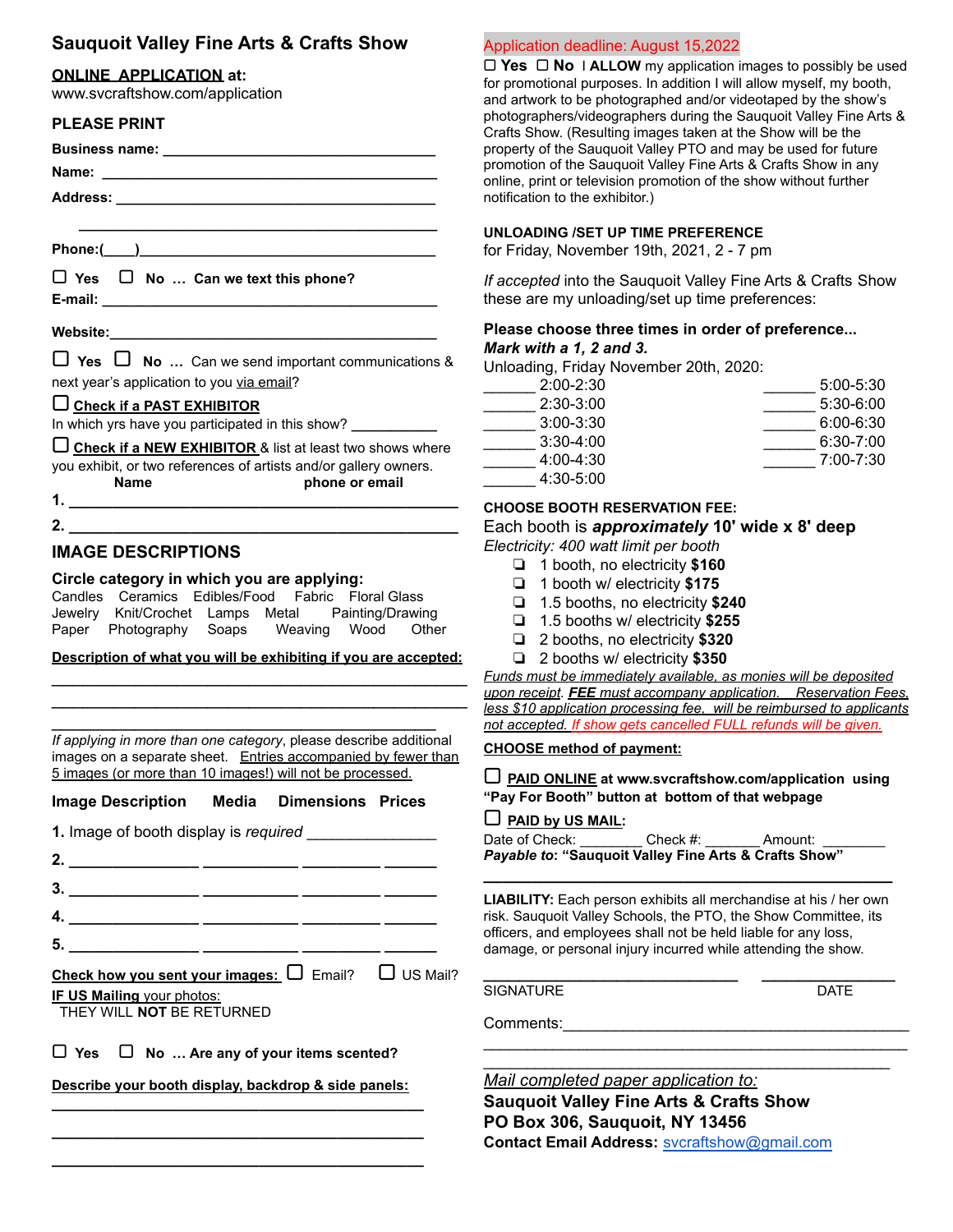# Sauquoit Valley Fine Arts & Crafts Show

**ONLINE APPLICATION at:**
www.svcraftshow.com/application

## PLEASE PRINT

**Business name:** ______________________________

**Name:** ______________________________

**Address:** ______________________________

______________________________

**Phone:(____)** ______________________________

☐ **Yes** ☐ **No … Can we text this phone?**

**E-mail:** ______________________________

**Website:** ______________________________

☐ **Yes** ☐ **No** … Can we send important communications & next year's application to you via email?

☐ **Check if a PAST EXHIBITOR**
In which yrs have you participated in this show? __________

☐ **Check if a NEW EXHIBITOR** & list at least two shows where you exhibit, or two references of artists and/or gallery owners.

| | Name | phone or email |
|---|---|---|
| 1. | | |
| 2. | | |

## IMAGE DESCRIPTIONS

**Circle category in which you are applying:**
Candles Ceramics Edibles/Food Fabric Floral Glass Jewelry Knit/Crochet Lamps Metal Painting/Drawing Paper Photography Soaps Weaving Wood Other

**Description of what you will be exhibiting if you are accepted:**

______________________________

______________________________

______________________________

*If applying in more than one category*, please describe additional images on a separate sheet. Entries accompanied by fewer than 5 images (or more than 10 images!) will not be processed.

| Image Description | Media | Dimensions | Prices |
|---|---|---|---|
| **1.** Image of booth display is *required* ______ | | | |
| **2.** | | | |
| **3.** | | | |
| **4.** | | | |
| **5.** | | | |

**Check how you sent your images:** ☐ Email? ☐ US Mail?

**IF US Mailing** your photos:
THEY WILL **NOT** BE RETURNED

☐ **Yes** ☐ **No … Are any of your items scented?**

**Describe your booth display, backdrop & side panels:**

______________________________

______________________________

______________________________

Application deadline: August 15,2022

☐ **Yes** ☐ **No** I **ALLOW** my application images to possibly be used for promotional purposes. In addition I will allow myself, my booth, and artwork to be photographed and/or videotaped by the show's photographers/videographers during the Sauquoit Valley Fine Arts & Crafts Show. (Resulting images taken at the Show will be the property of the Sauquoit Valley PTO and may be used for future promotion of the Sauquoit Valley Fine Arts & Crafts Show in any online, print or television promotion of the show without further notification to the exhibitor.)

**UNLOADING /SET UP TIME PREFERENCE**
for Friday, November 19th, 2021, 2 - 7 pm

*If accepted* into the Sauquoit Valley Fine Arts & Crafts Show these are my unloading/set up time preferences:

**Please choose three times in order of preference...**
***Mark with a 1, 2 and 3.***
Unloading, Friday November 20th, 2020:

| | |
|---|---|
| ______ 2:00-2:30 | ______ 5:00-5:30 |
| ______ 2:30-3:00 | ______ 5:30-6:00 |
| ______ 3:00-3:30 | ______ 6:00-6:30 |
| ______ 3:30-4:00 | ______ 6:30-7:00 |
| ______ 4:00-4:30 | ______ 7:00-7:30 |
| ______ 4:30-5:00 | |

**CHOOSE BOOTH RESERVATION FEE:**
Each booth is ***approximately*** **10' wide x 8' deep**
*Electricity: 400 watt limit per booth*

- ❏ 1 booth, no electricity **$160**
- ❏ 1 booth w/ electricity **$175**
- ❏ 1.5 booths, no electricity **$240**
- ❏ 1.5 booths w/ electricity **$255**
- ❏ 2 booths, no electricity **$320**
- ❏ 2 booths w/ electricity **$350**

*Funds must be immediately available, as monies will be deposited upon receipt. **FEE** must accompany application. Reservation Fees, less $10 application processing fee, will be reimbursed to applicants not accepted. If show gets cancelled FULL refunds will be given.*

**CHOOSE method of payment:**

☐ **PAID ONLINE at www.svcraftshow.com/application using "Pay For Booth" button at bottom of that webpage**

☐ **PAID by US MAIL:**
Date of Check: ________ Check #: _______ Amount: ________
***Payable to*****: "Sauquoit Valley Fine Arts & Crafts Show"**

**LIABILITY:** Each person exhibits all merchandise at his / her own risk. Sauquoit Valley Schools, the PTO, the Show Committee, its officers, and employees shall not be held liable for any loss, damage, or personal injury incurred while attending the show.

______________________________ ________________
SIGNATURE DATE

Comments: ______________________________

______________________________

______________________________

*Mail completed paper application to:*
**Sauquoit Valley Fine Arts & Crafts Show**
**PO Box 306, Sauquoit, NY 13456**
**Contact Email Address:** svcraftshow@gmail.com